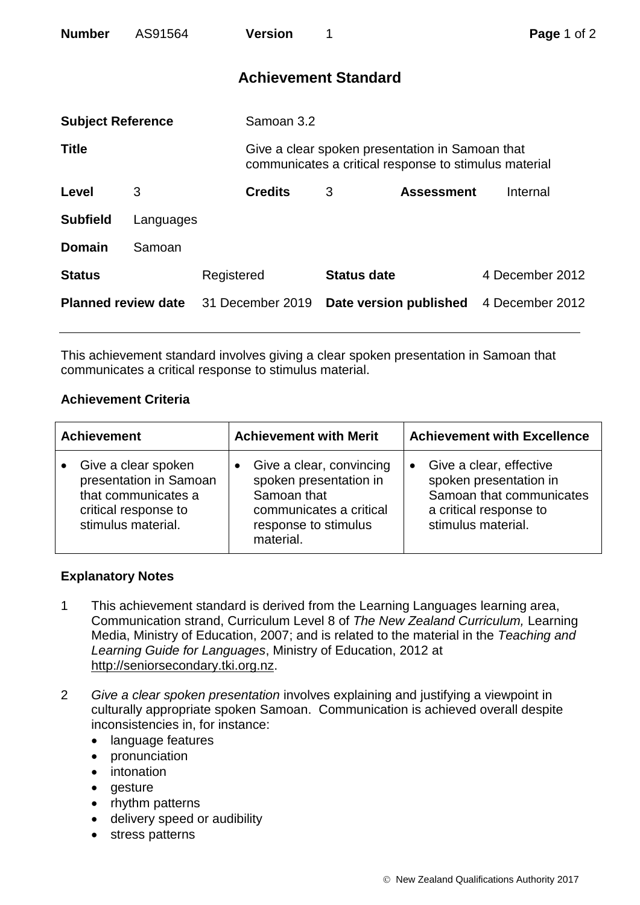| | | | | | |
|---|---|---|---|---|---|
| **Number** | AS91564 | **Version** | 1 | | |

## Achievement Standard

| | | | | | |
|---|---|---|---|---|---|
| **Subject Reference** | | Samoan 3.2 | | | |
| **Title** | | Give a clear spoken presentation in Samoan that communicates a critical response to stimulus material | | | |
| **Level** | 3 | **Credits** | 3 | **Assessment** | Internal |
| **Subfield** | Languages | | | | |
| **Domain** | Samoan | | | | |
| **Status** | Registered | **Status date** | | 4 December 2012 | |
| **Planned review date** | 31 December 2019 | **Date version published** | | 4 December 2012 | |

---

This achievement standard involves giving a clear spoken presentation in Samoan that communicates a critical response to stimulus material.

### Achievement Criteria

| Achievement | Achievement with Merit | Achievement with Excellence |
|---|---|---|
| • Give a clear spoken presentation in Samoan that communicates a critical response to stimulus material. | • Give a clear, convincing spoken presentation in Samoan that communicates a critical response to stimulus material. | • Give a clear, effective spoken presentation in Samoan that communicates a critical response to stimulus material. |

### Explanatory Notes

1. This achievement standard is derived from the Learning Languages learning area, Communication strand, Curriculum Level 8 of *The New Zealand Curriculum,* Learning Media, Ministry of Education, 2007; and is related to the material in the *Teaching and Learning Guide for Languages*, Ministry of Education, 2012 at http://seniorsecondary.tki.org.nz.

2. *Give a clear spoken presentation* involves explaining and justifying a viewpoint in culturally appropriate spoken Samoan. Communication is achieved overall despite inconsistencies in, for instance:
   - language features
   - pronunciation
   - intonation
   - gesture
   - rhythm patterns
   - delivery speed or audibility
   - stress patterns

© New Zealand Qualifications Authority 2017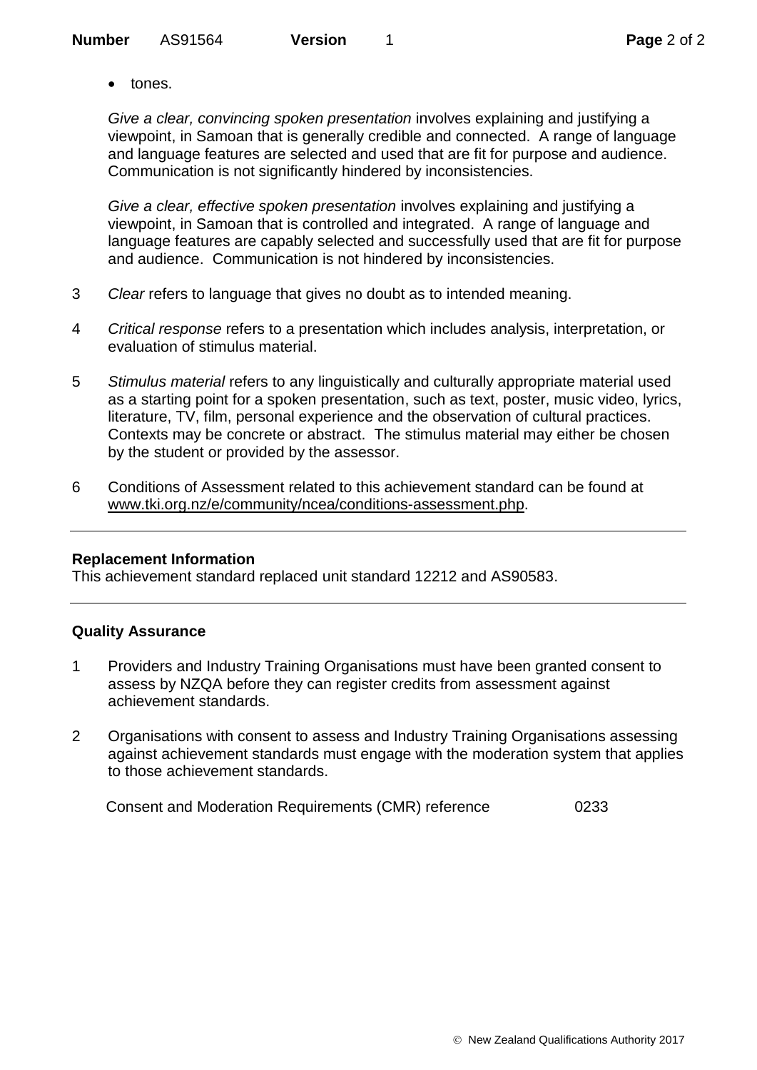- tones.

*Give a clear, convincing spoken presentation* involves explaining and justifying a viewpoint, in Samoan that is generally credible and connected. A range of language and language features are selected and used that are fit for purpose and audience. Communication is not significantly hindered by inconsistencies.

*Give a clear, effective spoken presentation* involves explaining and justifying a viewpoint, in Samoan that is controlled and integrated. A range of language and language features are capably selected and successfully used that are fit for purpose and audience. Communication is not hindered by inconsistencies.

3 *Clear* refers to language that gives no doubt as to intended meaning.

4 *Critical response* refers to a presentation which includes analysis, interpretation, or evaluation of stimulus material.

5 *Stimulus material* refers to any linguistically and culturally appropriate material used as a starting point for a spoken presentation, such as text, poster, music video, lyrics, literature, TV, film, personal experience and the observation of cultural practices. Contexts may be concrete or abstract. The stimulus material may either be chosen by the student or provided by the assessor.

6 Conditions of Assessment related to this achievement standard can be found at www.tki.org.nz/e/community/ncea/conditions-assessment.php.

---

**Replacement Information**

This achievement standard replaced unit standard 12212 and AS90583.

---

**Quality Assurance**

1 Providers and Industry Training Organisations must have been granted consent to assess by NZQA before they can register credits from assessment against achievement standards.

2 Organisations with consent to assess and Industry Training Organisations assessing against achievement standards must engage with the moderation system that applies to those achievement standards.

Consent and Moderation Requirements (CMR) reference 0233

© New Zealand Qualifications Authority 2017